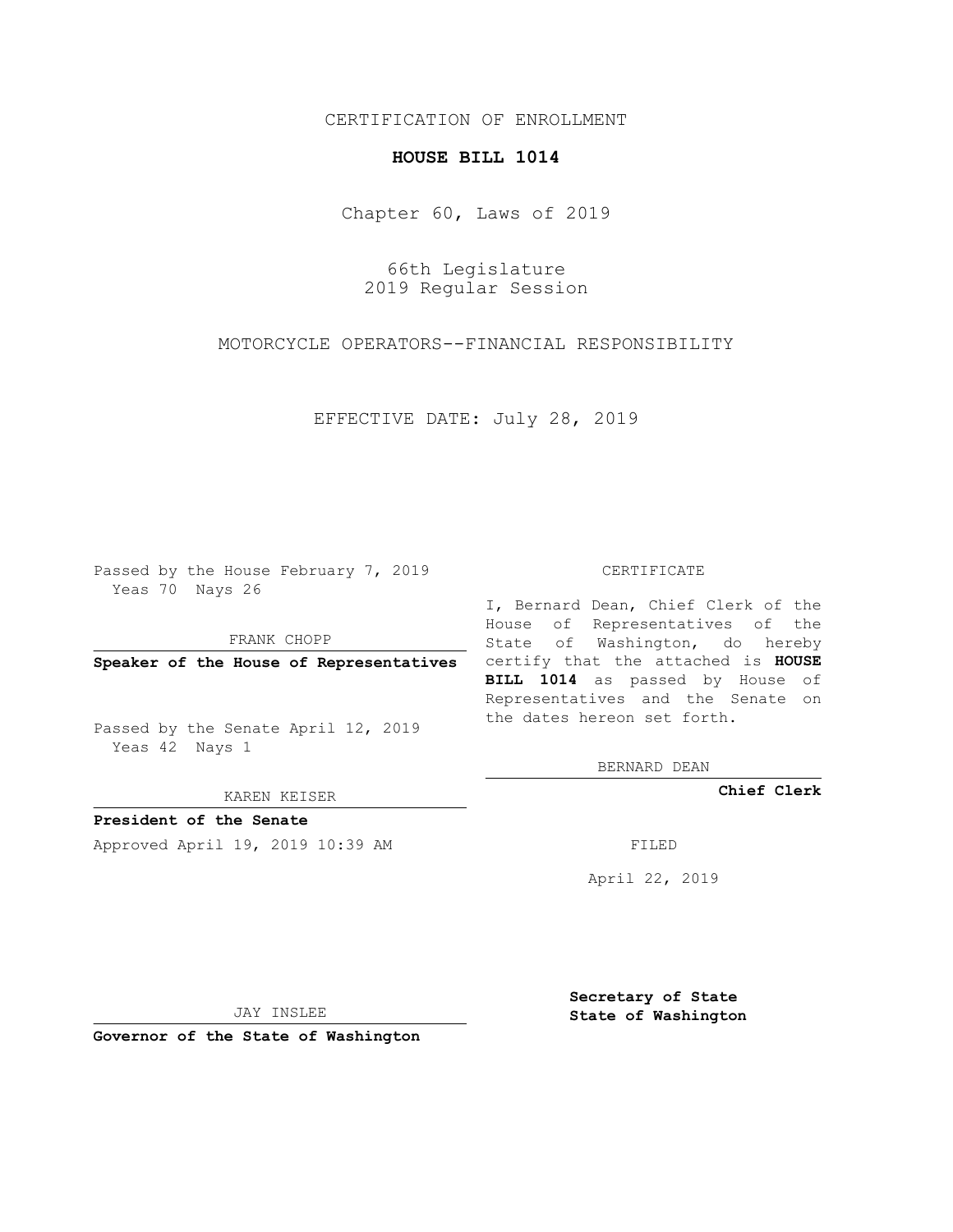CERTIFICATION OF ENROLLMENT

**HOUSE BILL 1014**

Chapter 60, Laws of 2019

66th Legislature
2019 Regular Session

MOTORCYCLE OPERATORS--FINANCIAL RESPONSIBILITY

EFFECTIVE DATE: July 28, 2019

Passed by the House February 7, 2019
Yeas 70 Nays 26

FRANK CHOPP

**Speaker of the House of Representatives**

Passed by the Senate April 12, 2019
Yeas 42 Nays 1

KAREN KEISER

**President of the Senate**

Approved April 19, 2019 10:39 AM

JAY INSLEE

**Governor of the State of Washington**

CERTIFICATE

I, Bernard Dean, Chief Clerk of the House of Representatives of the State of Washington, do hereby certify that the attached is **HOUSE BILL 1014** as passed by House of Representatives and the Senate on the dates hereon set forth.

BERNARD DEAN

**Chief Clerk**

FILED

April 22, 2019

**Secretary of State**
**State of Washington**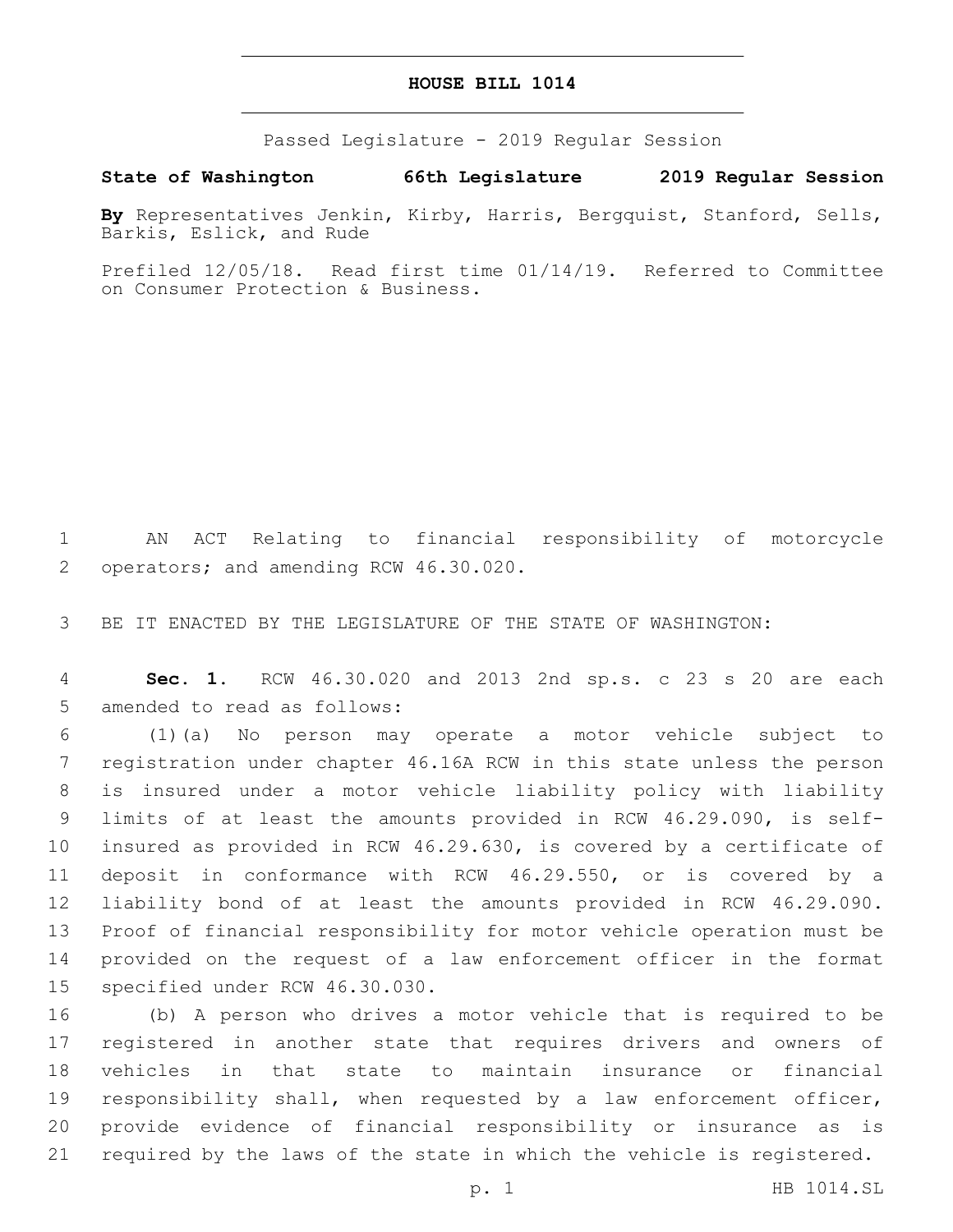# HOUSE BILL 1014

Passed Legislature - 2019 Regular Session

**State of Washington 66th Legislature 2019 Regular Session**

**By** Representatives Jenkin, Kirby, Harris, Bergquist, Stanford, Sells, Barkis, Eslick, and Rude

Prefiled 12/05/18. Read first time 01/14/19. Referred to Committee on Consumer Protection & Business.

AN ACT Relating to financial responsibility of motorcycle operators; and amending RCW 46.30.020.

BE IT ENACTED BY THE LEGISLATURE OF THE STATE OF WASHINGTON:

**Sec. 1.** RCW 46.30.020 and 2013 2nd sp.s. c 23 s 20 are each amended to read as follows:

(1)(a) No person may operate a motor vehicle subject to registration under chapter 46.16A RCW in this state unless the person is insured under a motor vehicle liability policy with liability limits of at least the amounts provided in RCW 46.29.090, is self-insured as provided in RCW 46.29.630, is covered by a certificate of deposit in conformance with RCW 46.29.550, or is covered by a liability bond of at least the amounts provided in RCW 46.29.090. Proof of financial responsibility for motor vehicle operation must be provided on the request of a law enforcement officer in the format specified under RCW 46.30.030.

(b) A person who drives a motor vehicle that is required to be registered in another state that requires drivers and owners of vehicles in that state to maintain insurance or financial responsibility shall, when requested by a law enforcement officer, provide evidence of financial responsibility or insurance as is required by the laws of the state in which the vehicle is registered.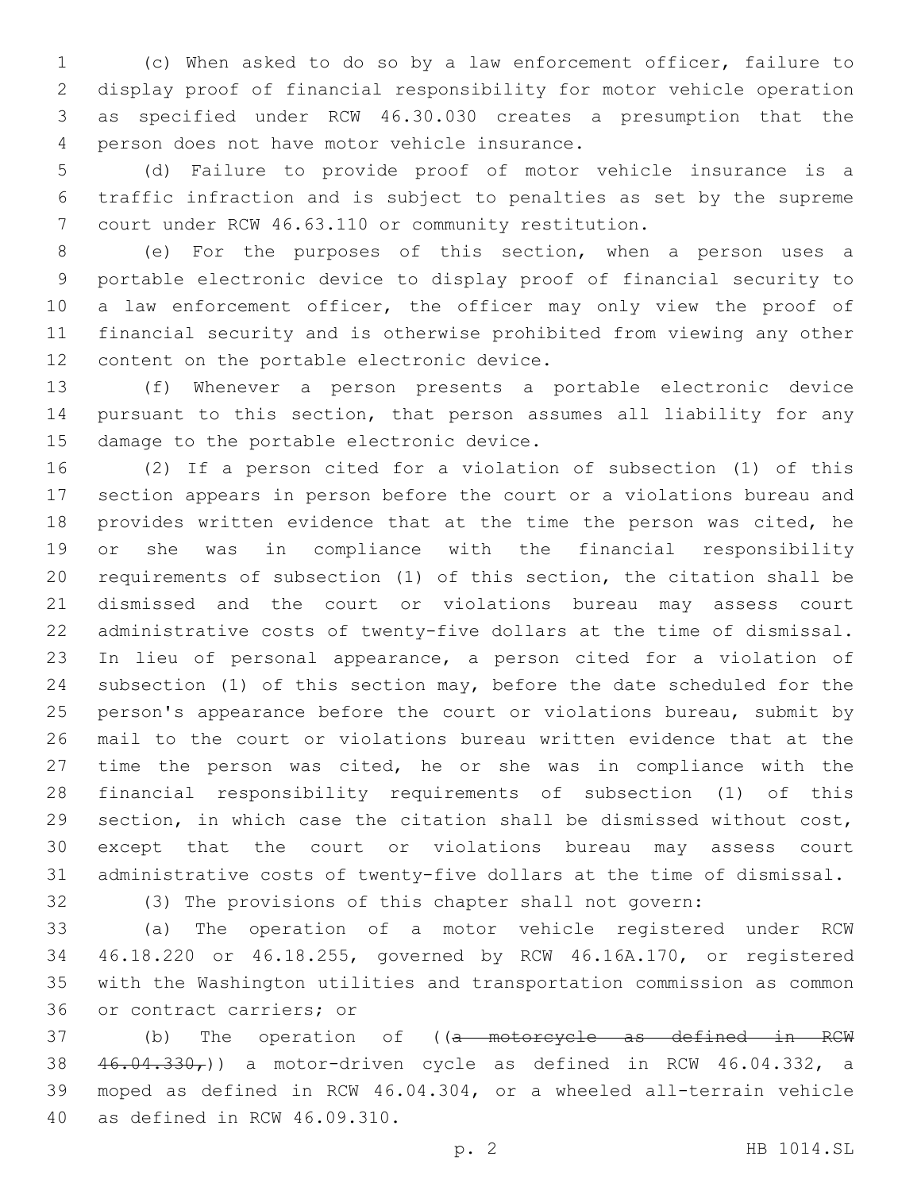(c) When asked to do so by a law enforcement officer, failure to display proof of financial responsibility for motor vehicle operation as specified under RCW 46.30.030 creates a presumption that the person does not have motor vehicle insurance.

(d) Failure to provide proof of motor vehicle insurance is a traffic infraction and is subject to penalties as set by the supreme court under RCW 46.63.110 or community restitution.

(e) For the purposes of this section, when a person uses a portable electronic device to display proof of financial security to a law enforcement officer, the officer may only view the proof of financial security and is otherwise prohibited from viewing any other content on the portable electronic device.

(f) Whenever a person presents a portable electronic device pursuant to this section, that person assumes all liability for any damage to the portable electronic device.

(2) If a person cited for a violation of subsection (1) of this section appears in person before the court or a violations bureau and provides written evidence that at the time the person was cited, he or she was in compliance with the financial responsibility requirements of subsection (1) of this section, the citation shall be dismissed and the court or violations bureau may assess court administrative costs of twenty-five dollars at the time of dismissal. In lieu of personal appearance, a person cited for a violation of subsection (1) of this section may, before the date scheduled for the person's appearance before the court or violations bureau, submit by mail to the court or violations bureau written evidence that at the time the person was cited, he or she was in compliance with the financial responsibility requirements of subsection (1) of this section, in which case the citation shall be dismissed without cost, except that the court or violations bureau may assess court administrative costs of twenty-five dollars at the time of dismissal.

(3) The provisions of this chapter shall not govern:

(a) The operation of a motor vehicle registered under RCW 46.18.220 or 46.18.255, governed by RCW 46.16A.170, or registered with the Washington utilities and transportation commission as common or contract carriers; or

(b) The operation of ((~~a motorcycle as defined in RCW 46.04.330,~~)) a motor-driven cycle as defined in RCW 46.04.332, a moped as defined in RCW 46.04.304, or a wheeled all-terrain vehicle as defined in RCW 46.09.310.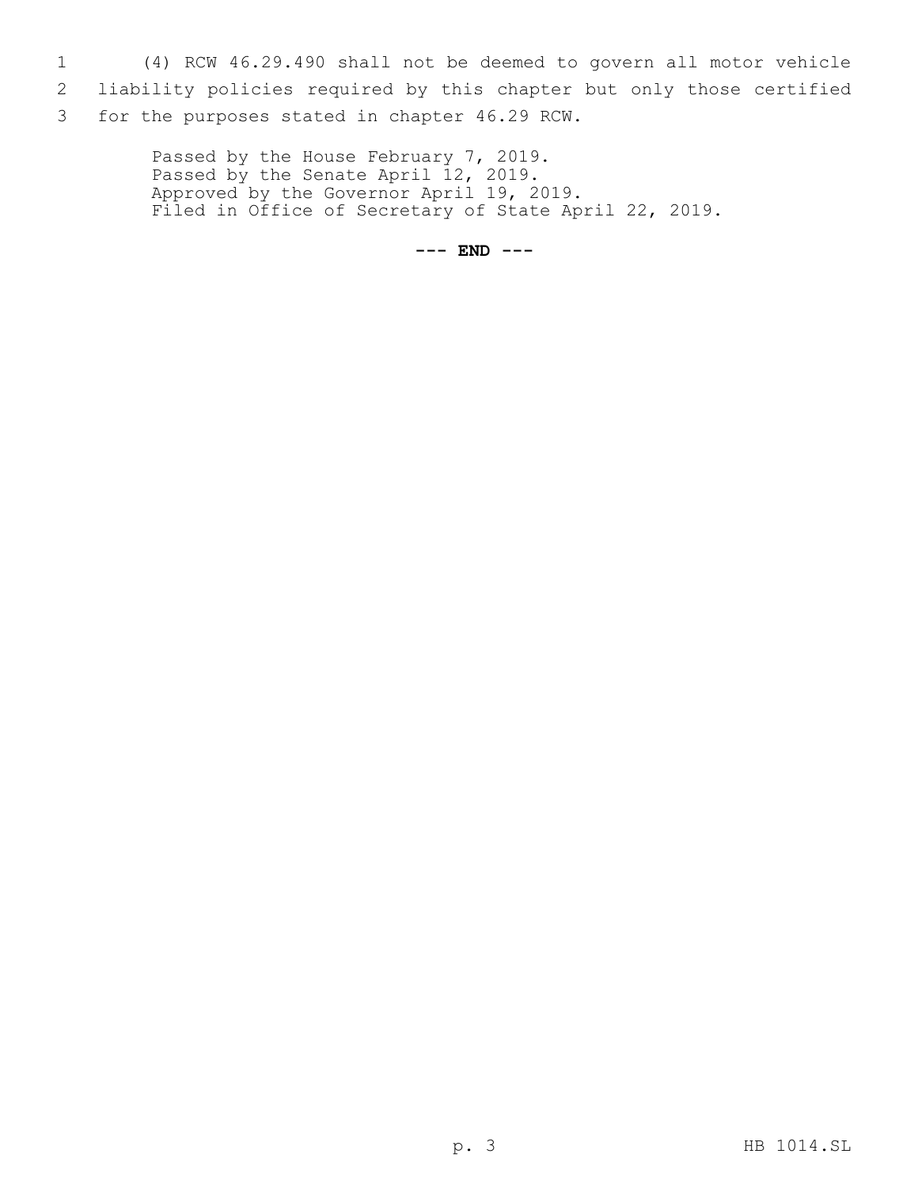(4) RCW 46.29.490 shall not be deemed to govern all motor vehicle liability policies required by this chapter but only those certified for the purposes stated in chapter 46.29 RCW.

Passed by the House February 7, 2019.
Passed by the Senate April 12, 2019.
Approved by the Governor April 19, 2019.
Filed in Office of Secretary of State April 22, 2019.

**--- END ---**